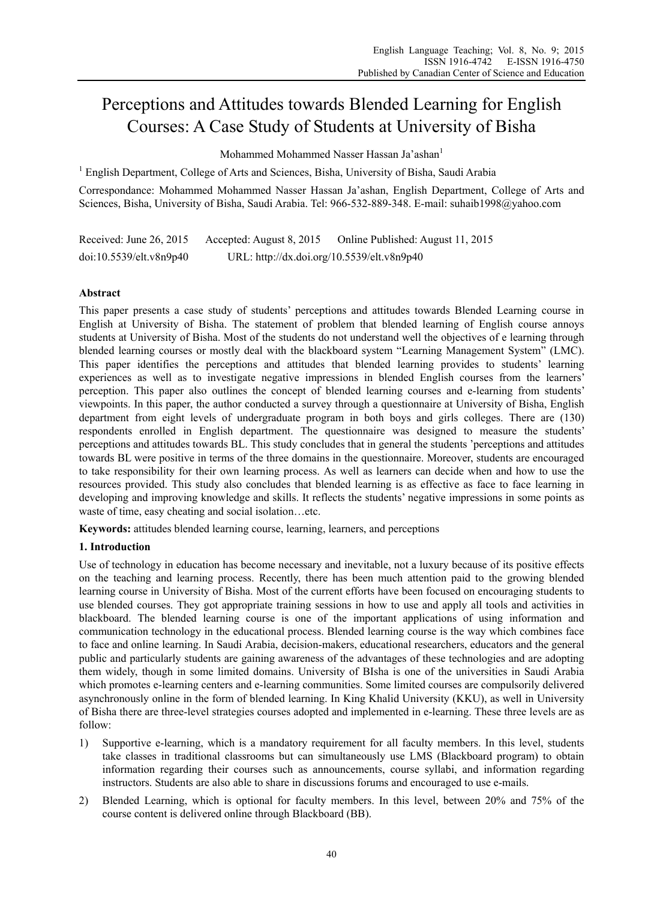# Perceptions and Attitudes towards Blended Learning for English Courses: A Case Study of Students at University of Bisha

Mohammed Mohammed Nasser Hassan Ja'ashan[1]

[1] English Department, College of Arts and Sciences, Bisha, University of Bisha, Saudi Arabia

Correspondance: Mohammed Mohammed Nasser Hassan Ja'ashan, English Department, College of Arts and Sciences, Bisha, University of Bisha, Saudi Arabia. Tel: 966-532-889-348. E-mail: suhaib1998@yahoo.com

Received: June 26, 2015 Accepted: August 8, 2015 Online Published: August 11, 2015

doi:10.5539/elt.v8n9p40 URL: http://dx.doi.org/10.5539/elt.v8n9p40

## Abstract

This paper presents a case study of students' perceptions and attitudes towards Blended Learning course in English at University of Bisha. The statement of problem that blended learning of English course annoys students at University of Bisha. Most of the students do not understand well the objectives of e learning through blended learning courses or mostly deal with the blackboard system "Learning Management System" (LMC). This paper identifies the perceptions and attitudes that blended learning provides to students' learning experiences as well as to investigate negative impressions in blended English courses from the learners' perception. This paper also outlines the concept of blended learning courses and e-learning from students' viewpoints. In this paper, the author conducted a survey through a questionnaire at University of Bisha, English department from eight levels of undergraduate program in both boys and girls colleges. There are (130) respondents enrolled in English department. The questionnaire was designed to measure the students' perceptions and attitudes towards BL. This study concludes that in general the students 'perceptions and attitudes towards BL were positive in terms of the three domains in the questionnaire. Moreover, students are encouraged to take responsibility for their own learning process. As well as learners can decide when and how to use the resources provided. This study also concludes that blended learning is as effective as face to face learning in developing and improving knowledge and skills. It reflects the students' negative impressions in some points as waste of time, easy cheating and social isolation…etc.

**Keywords:** attitudes blended learning course, learning, learners, and perceptions

## 1. Introduction

Use of technology in education has become necessary and inevitable, not a luxury because of its positive effects on the teaching and learning process. Recently, there has been much attention paid to the growing blended learning course in University of Bisha. Most of the current efforts have been focused on encouraging students to use blended courses. They got appropriate training sessions in how to use and apply all tools and activities in blackboard. The blended learning course is one of the important applications of using information and communication technology in the educational process. Blended learning course is the way which combines face to face and online learning. In Saudi Arabia, decision-makers, educational researchers, educators and the general public and particularly students are gaining awareness of the advantages of these technologies and are adopting them widely, though in some limited domains. University of BIsha is one of the universities in Saudi Arabia which promotes e-learning centers and e-learning communities. Some limited courses are compulsorily delivered asynchronously online in the form of blended learning. In King Khalid University (KKU), as well in University of Bisha there are three-level strategies courses adopted and implemented in e-learning. These three levels are as follow:

1) Supportive e-learning, which is a mandatory requirement for all faculty members. In this level, students take classes in traditional classrooms but can simultaneously use LMS (Blackboard program) to obtain information regarding their courses such as announcements, course syllabi, and information regarding instructors. Students are also able to share in discussions forums and encouraged to use e-mails.

2) Blended Learning, which is optional for faculty members. In this level, between 20% and 75% of the course content is delivered online through Blackboard (BB).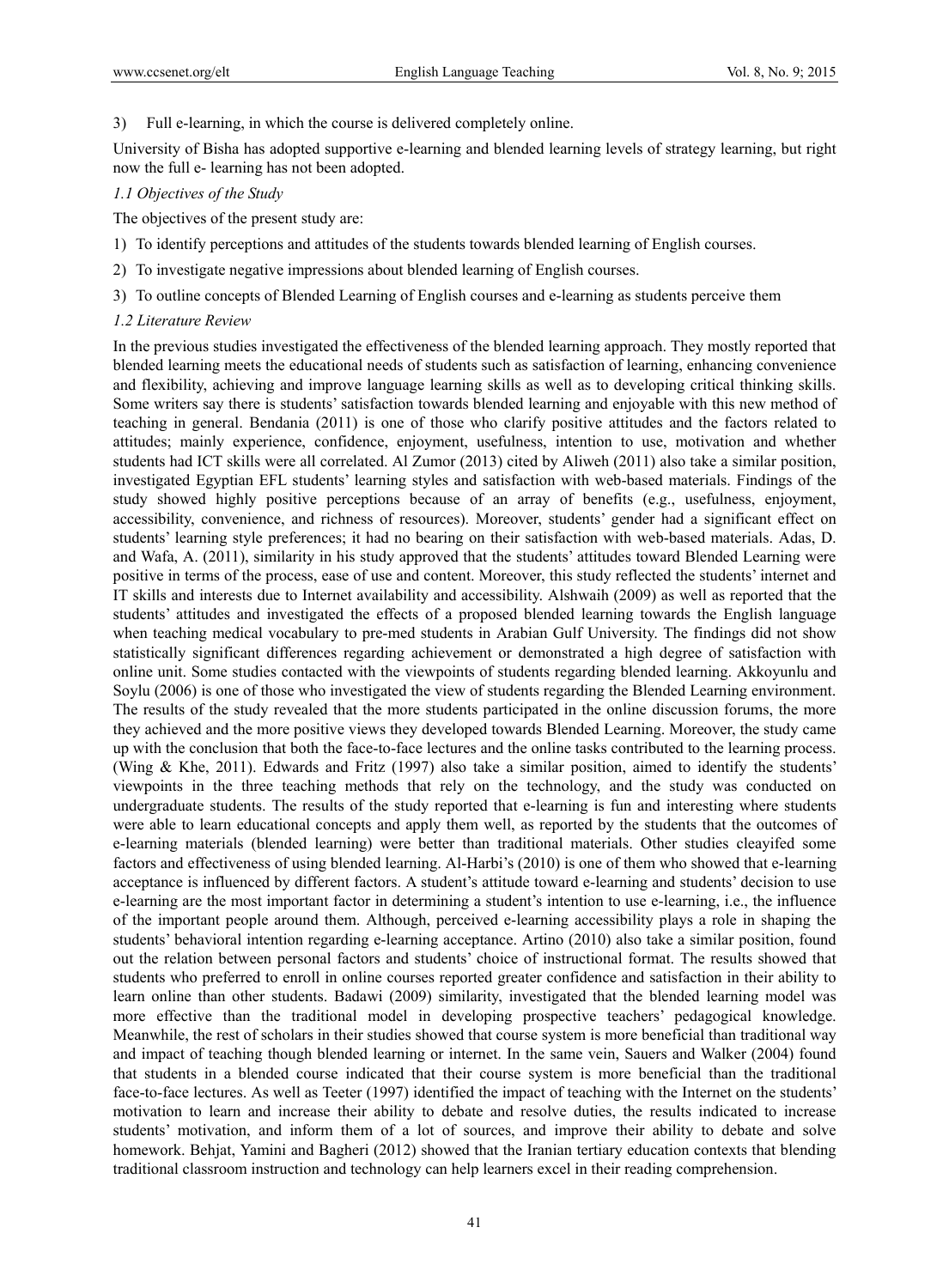3) Full e-learning, in which the course is delivered completely online.

University of Bisha has adopted supportive e-learning and blended learning levels of strategy learning, but right now the full e- learning has not been adopted.

### *1.1 Objectives of the Study*

The objectives of the present study are:

1) To identify perceptions and attitudes of the students towards blended learning of English courses.

2) To investigate negative impressions about blended learning of English courses.

3) To outline concepts of Blended Learning of English courses and e-learning as students perceive them

### *1.2 Literature Review*

In the previous studies investigated the effectiveness of the blended learning approach. They mostly reported that blended learning meets the educational needs of students such as satisfaction of learning, enhancing convenience and flexibility, achieving and improve language learning skills as well as to developing critical thinking skills. Some writers say there is students' satisfaction towards blended learning and enjoyable with this new method of teaching in general. Bendania (2011) is one of those who clarify positive attitudes and the factors related to attitudes; mainly experience, confidence, enjoyment, usefulness, intention to use, motivation and whether students had ICT skills were all correlated. Al Zumor (2013) cited by Aliweh (2011) also take a similar position, investigated Egyptian EFL students' learning styles and satisfaction with web-based materials. Findings of the study showed highly positive perceptions because of an array of benefits (e.g., usefulness, enjoyment, accessibility, convenience, and richness of resources). Moreover, students' gender had a significant effect on students' learning style preferences; it had no bearing on their satisfaction with web-based materials. Adas, D. and Wafa, A. (2011), similarity in his study approved that the students' attitudes toward Blended Learning were positive in terms of the process, ease of use and content. Moreover, this study reflected the students' internet and IT skills and interests due to Internet availability and accessibility. Alshwaih (2009) as well as reported that the students' attitudes and investigated the effects of a proposed blended learning towards the English language when teaching medical vocabulary to pre-med students in Arabian Gulf University. The findings did not show statistically significant differences regarding achievement or demonstrated a high degree of satisfaction with online unit. Some studies contacted with the viewpoints of students regarding blended learning. Akkoyunlu and Soylu (2006) is one of those who investigated the view of students regarding the Blended Learning environment. The results of the study revealed that the more students participated in the online discussion forums, the more they achieved and the more positive views they developed towards Blended Learning. Moreover, the study came up with the conclusion that both the face-to-face lectures and the online tasks contributed to the learning process. (Wing & Khe, 2011). Edwards and Fritz (1997) also take a similar position, aimed to identify the students' viewpoints in the three teaching methods that rely on the technology, and the study was conducted on undergraduate students. The results of the study reported that e-learning is fun and interesting where students were able to learn educational concepts and apply them well, as reported by the students that the outcomes of e-learning materials (blended learning) were better than traditional materials. Other studies cleayifed some factors and effectiveness of using blended learning. Al-Harbi's (2010) is one of them who showed that e-learning acceptance is influenced by different factors. A student's attitude toward e-learning and students' decision to use e-learning are the most important factor in determining a student's intention to use e-learning, i.e., the influence of the important people around them. Although, perceived e-learning accessibility plays a role in shaping the students' behavioral intention regarding e-learning acceptance. Artino (2010) also take a similar position, found out the relation between personal factors and students' choice of instructional format. The results showed that students who preferred to enroll in online courses reported greater confidence and satisfaction in their ability to learn online than other students. Badawi (2009) similarity, investigated that the blended learning model was more effective than the traditional model in developing prospective teachers' pedagogical knowledge. Meanwhile, the rest of scholars in their studies showed that course system is more beneficial than traditional way and impact of teaching though blended learning or internet. In the same vein, Sauers and Walker (2004) found that students in a blended course indicated that their course system is more beneficial than the traditional face-to-face lectures. As well as Teeter (1997) identified the impact of teaching with the Internet on the students' motivation to learn and increase their ability to debate and resolve duties, the results indicated to increase students' motivation, and inform them of a lot of sources, and improve their ability to debate and solve homework. Behjat, Yamini and Bagheri (2012) showed that the Iranian tertiary education contexts that blending traditional classroom instruction and technology can help learners excel in their reading comprehension.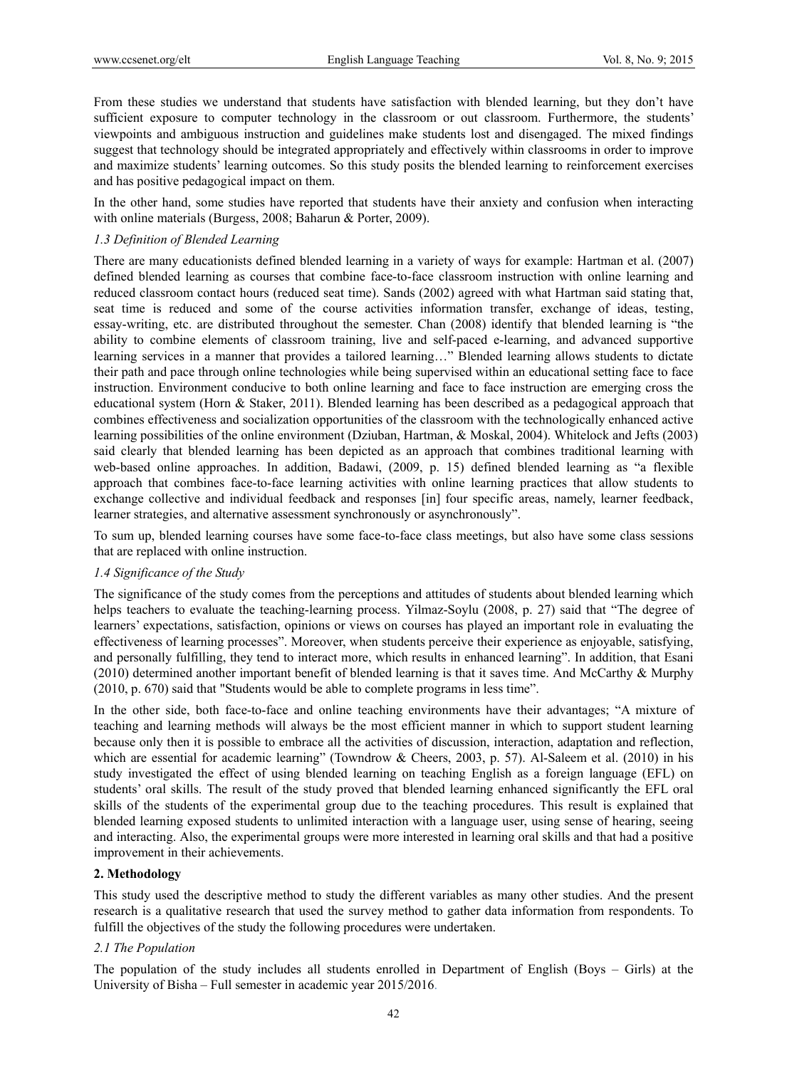From these studies we understand that students have satisfaction with blended learning, but they don't have sufficient exposure to computer technology in the classroom or out classroom. Furthermore, the students' viewpoints and ambiguous instruction and guidelines make students lost and disengaged. The mixed findings suggest that technology should be integrated appropriately and effectively within classrooms in order to improve and maximize students' learning outcomes. So this study posits the blended learning to reinforcement exercises and has positive pedagogical impact on them.

In the other hand, some studies have reported that students have their anxiety and confusion when interacting with online materials (Burgess, 2008; Baharun & Porter, 2009).

### *1.3 Definition of Blended Learning*

There are many educationists defined blended learning in a variety of ways for example: Hartman et al. (2007) defined blended learning as courses that combine face-to-face classroom instruction with online learning and reduced classroom contact hours (reduced seat time). Sands (2002) agreed with what Hartman said stating that, seat time is reduced and some of the course activities information transfer, exchange of ideas, testing, essay-writing, etc. are distributed throughout the semester. Chan (2008) identify that blended learning is "the ability to combine elements of classroom training, live and self-paced e-learning, and advanced supportive learning services in a manner that provides a tailored learning…" Blended learning allows students to dictate their path and pace through online technologies while being supervised within an educational setting face to face instruction. Environment conducive to both online learning and face to face instruction are emerging cross the educational system (Horn & Staker, 2011). Blended learning has been described as a pedagogical approach that combines effectiveness and socialization opportunities of the classroom with the technologically enhanced active learning possibilities of the online environment (Dziuban, Hartman, & Moskal, 2004). Whitelock and Jefts (2003) said clearly that blended learning has been depicted as an approach that combines traditional learning with web-based online approaches. In addition, Badawi, (2009, p. 15) defined blended learning as "a flexible approach that combines face-to-face learning activities with online learning practices that allow students to exchange collective and individual feedback and responses [in] four specific areas, namely, learner feedback, learner strategies, and alternative assessment synchronously or asynchronously".

To sum up, blended learning courses have some face-to-face class meetings, but also have some class sessions that are replaced with online instruction.

### *1.4 Significance of the Study*

The significance of the study comes from the perceptions and attitudes of students about blended learning which helps teachers to evaluate the teaching-learning process. Yilmaz-Soylu (2008, p. 27) said that "The degree of learners' expectations, satisfaction, opinions or views on courses has played an important role in evaluating the effectiveness of learning processes". Moreover, when students perceive their experience as enjoyable, satisfying, and personally fulfilling, they tend to interact more, which results in enhanced learning". In addition, that Esani (2010) determined another important benefit of blended learning is that it saves time. And McCarthy & Murphy (2010, p. 670) said that "Students would be able to complete programs in less time".

In the other side, both face-to-face and online teaching environments have their advantages; "A mixture of teaching and learning methods will always be the most efficient manner in which to support student learning because only then it is possible to embrace all the activities of discussion, interaction, adaptation and reflection, which are essential for academic learning" (Towndrow & Cheers, 2003, p. 57). Al-Saleem et al. (2010) in his study investigated the effect of using blended learning on teaching English as a foreign language (EFL) on students' oral skills. The result of the study proved that blended learning enhanced significantly the EFL oral skills of the students of the experimental group due to the teaching procedures. This result is explained that blended learning exposed students to unlimited interaction with a language user, using sense of hearing, seeing and interacting. Also, the experimental groups were more interested in learning oral skills and that had a positive improvement in their achievements.

## **2. Methodology**

This study used the descriptive method to study the different variables as many other studies. And the present research is a qualitative research that used the survey method to gather data information from respondents. To fulfill the objectives of the study the following procedures were undertaken.

### *2.1 The Population*

The population of the study includes all students enrolled in Department of English (Boys – Girls) at the University of Bisha – Full semester in academic year 2015/2016.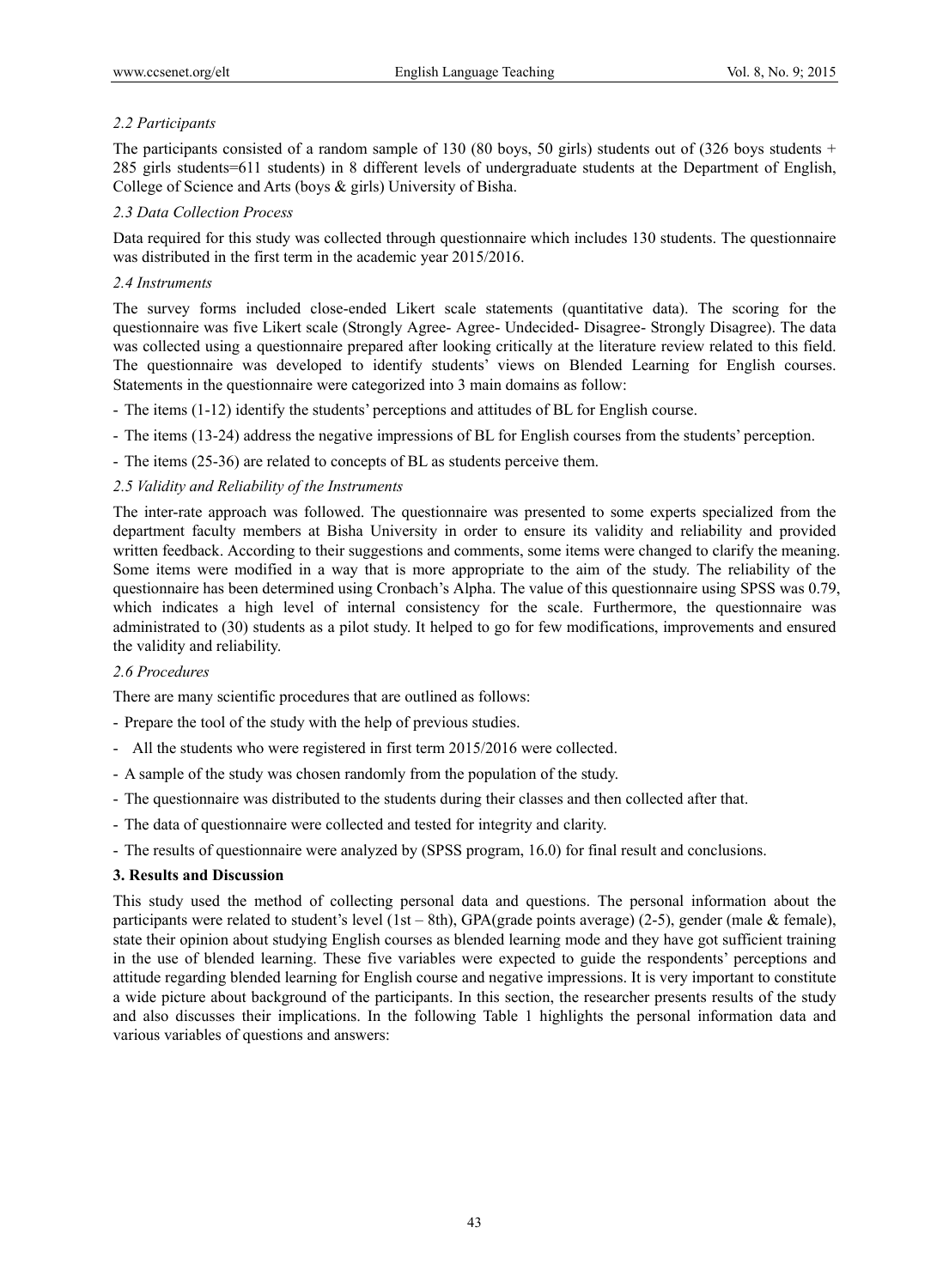### *2.2 Participants*

The participants consisted of a random sample of 130 (80 boys, 50 girls) students out of (326 boys students + 285 girls students=611 students) in 8 different levels of undergraduate students at the Department of English, College of Science and Arts (boys & girls) University of Bisha.

### *2.3 Data Collection Process*

Data required for this study was collected through questionnaire which includes 130 students. The questionnaire was distributed in the first term in the academic year 2015/2016.

### *2.4 Instruments*

The survey forms included close-ended Likert scale statements (quantitative data). The scoring for the questionnaire was five Likert scale (Strongly Agree- Agree- Undecided- Disagree- Strongly Disagree). The data was collected using a questionnaire prepared after looking critically at the literature review related to this field. The questionnaire was developed to identify students' views on Blended Learning for English courses. Statements in the questionnaire were categorized into 3 main domains as follow:

- The items (1-12) identify the students' perceptions and attitudes of BL for English course.
- The items (13-24) address the negative impressions of BL for English courses from the students' perception.
- The items (25-36) are related to concepts of BL as students perceive them.

### *2.5 Validity and Reliability of the Instruments*

The inter-rate approach was followed. The questionnaire was presented to some experts specialized from the department faculty members at Bisha University in order to ensure its validity and reliability and provided written feedback. According to their suggestions and comments, some items were changed to clarify the meaning. Some items were modified in a way that is more appropriate to the aim of the study. The reliability of the questionnaire has been determined using Cronbach's Alpha. The value of this questionnaire using SPSS was 0.79, which indicates a high level of internal consistency for the scale. Furthermore, the questionnaire was administrated to (30) students as a pilot study. It helped to go for few modifications, improvements and ensured the validity and reliability.

### *2.6 Procedures*

There are many scientific procedures that are outlined as follows:

- Prepare the tool of the study with the help of previous studies.
- All the students who were registered in first term 2015/2016 were collected.
- A sample of the study was chosen randomly from the population of the study.
- The questionnaire was distributed to the students during their classes and then collected after that.
- The data of questionnaire were collected and tested for integrity and clarity.
- The results of questionnaire were analyzed by (SPSS program, 16.0) for final result and conclusions.

## **3. Results and Discussion**

This study used the method of collecting personal data and questions. The personal information about the participants were related to student's level (1st – 8th), GPA(grade points average) (2-5), gender (male & female), state their opinion about studying English courses as blended learning mode and they have got sufficient training in the use of blended learning. These five variables were expected to guide the respondents' perceptions and attitude regarding blended learning for English course and negative impressions. It is very important to constitute a wide picture about background of the participants. In this section, the researcher presents results of the study and also discusses their implications. In the following Table 1 highlights the personal information data and various variables of questions and answers: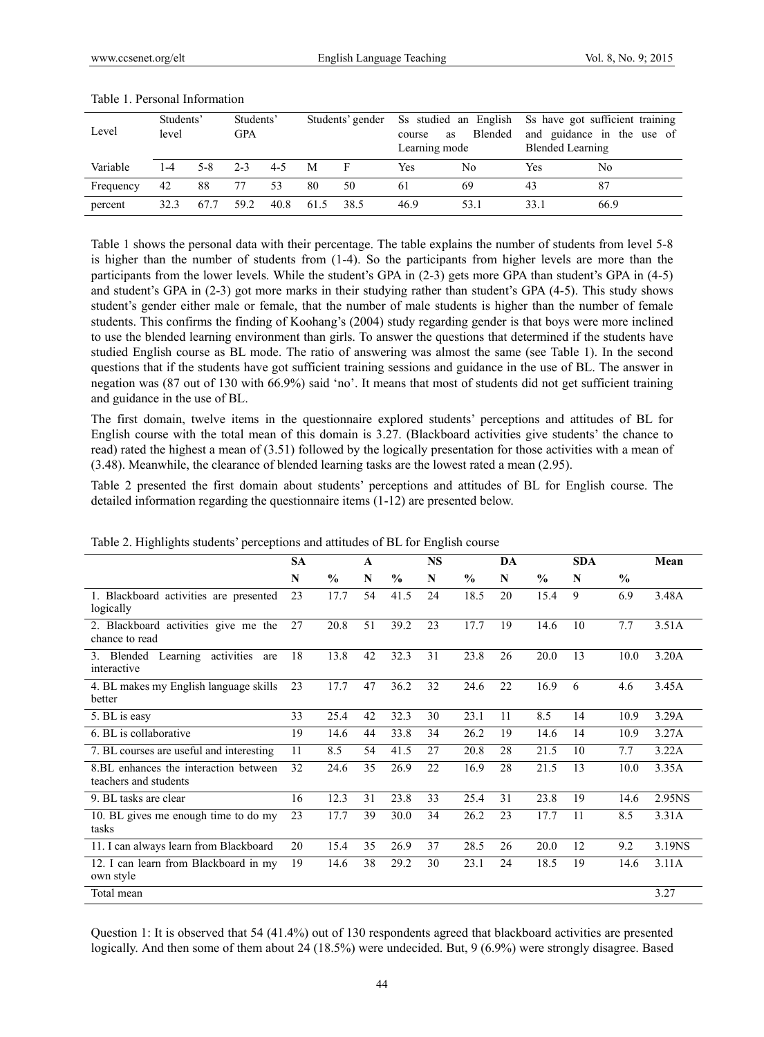Table 1. Personal Information

| Level | Students' level | | Students' GPA | | Students' gender | | Ss studied an English course as Blended Learning mode | | Ss have got sufficient training and guidance in the use of Blended Learning | |
|---|---|---|---|---|---|---|---|---|---|---|
| Variable | 1-4 | 5-8 | 2-3 | 4-5 | M | F | Yes | No | Yes | No |
| Frequency | 42 | 88 | 77 | 53 | 80 | 50 | 61 | 69 | 43 | 87 |
| percent | 32.3 | 67.7 | 59.2 | 40.8 | 61.5 | 38.5 | 46.9 | 53.1 | 33.1 | 66.9 |

Table 1 shows the personal data with their percentage. The table explains the number of students from level 5-8 is higher than the number of students from (1-4). So the participants from higher levels are more than the participants from the lower levels. While the student's GPA in (2-3) gets more GPA than student's GPA in (4-5) and student's GPA in (2-3) got more marks in their studying rather than student's GPA (4-5). This study shows student's gender either male or female, that the number of male students is higher than the number of female students. This confirms the finding of Koohang's (2004) study regarding gender is that boys were more inclined to use the blended learning environment than girls. To answer the questions that determined if the students have studied English course as BL mode. The ratio of answering was almost the same (see Table 1). In the second questions that if the students have got sufficient training sessions and guidance in the use of BL. The answer in negation was (87 out of 130 with 66.9%) said 'no'. It means that most of students did not get sufficient training and guidance in the use of BL.

The first domain, twelve items in the questionnaire explored students' perceptions and attitudes of BL for English course with the total mean of this domain is 3.27. (Blackboard activities give students' the chance to read) rated the highest a mean of (3.51) followed by the logically presentation for those activities with a mean of (3.48). Meanwhile, the clearance of blended learning tasks are the lowest rated a mean (2.95).

Table 2 presented the first domain about students' perceptions and attitudes of BL for English course. The detailed information regarding the questionnaire items (1-12) are presented below.

Table 2. Highlights students' perceptions and attitudes of BL for English course

| | SA | | A | | NS | | DA | | SDA | | Mean |
|---|---|---|---|---|---|---|---|---|---|---|---|
| | N | % | N | % | N | % | N | % | N | % | |
| 1. Blackboard activities are presented logically | 23 | 17.7 | 54 | 41.5 | 24 | 18.5 | 20 | 15.4 | 9 | 6.9 | 3.48A |
| 2. Blackboard activities give me the chance to read | 27 | 20.8 | 51 | 39.2 | 23 | 17.7 | 19 | 14.6 | 10 | 7.7 | 3.51A |
| 3. Blended Learning activities are interactive | 18 | 13.8 | 42 | 32.3 | 31 | 23.8 | 26 | 20.0 | 13 | 10.0 | 3.20A |
| 4. BL makes my English language skills better | 23 | 17.7 | 47 | 36.2 | 32 | 24.6 | 22 | 16.9 | 6 | 4.6 | 3.45A |
| 5. BL is easy | 33 | 25.4 | 42 | 32.3 | 30 | 23.1 | 11 | 8.5 | 14 | 10.9 | 3.29A |
| 6. BL is collaborative | 19 | 14.6 | 44 | 33.8 | 34 | 26.2 | 19 | 14.6 | 14 | 10.9 | 3.27A |
| 7. BL courses are useful and interesting | 11 | 8.5 | 54 | 41.5 | 27 | 20.8 | 28 | 21.5 | 10 | 7.7 | 3.22A |
| 8.BL enhances the interaction between teachers and students | 32 | 24.6 | 35 | 26.9 | 22 | 16.9 | 28 | 21.5 | 13 | 10.0 | 3.35A |
| 9. BL tasks are clear | 16 | 12.3 | 31 | 23.8 | 33 | 25.4 | 31 | 23.8 | 19 | 14.6 | 2.95NS |
| 10. BL gives me enough time to do my tasks | 23 | 17.7 | 39 | 30.0 | 34 | 26.2 | 23 | 17.7 | 11 | 8.5 | 3.31A |
| 11. I can always learn from Blackboard | 20 | 15.4 | 35 | 26.9 | 37 | 28.5 | 26 | 20.0 | 12 | 9.2 | 3.19NS |
| 12. I can learn from Blackboard in my own style | 19 | 14.6 | 38 | 29.2 | 30 | 23.1 | 24 | 18.5 | 19 | 14.6 | 3.11A |
| Total mean | | | | | | | | | | | 3.27 |

Question 1: It is observed that 54 (41.4%) out of 130 respondents agreed that blackboard activities are presented logically. And then some of them about 24 (18.5%) were undecided. But, 9 (6.9%) were strongly disagree. Based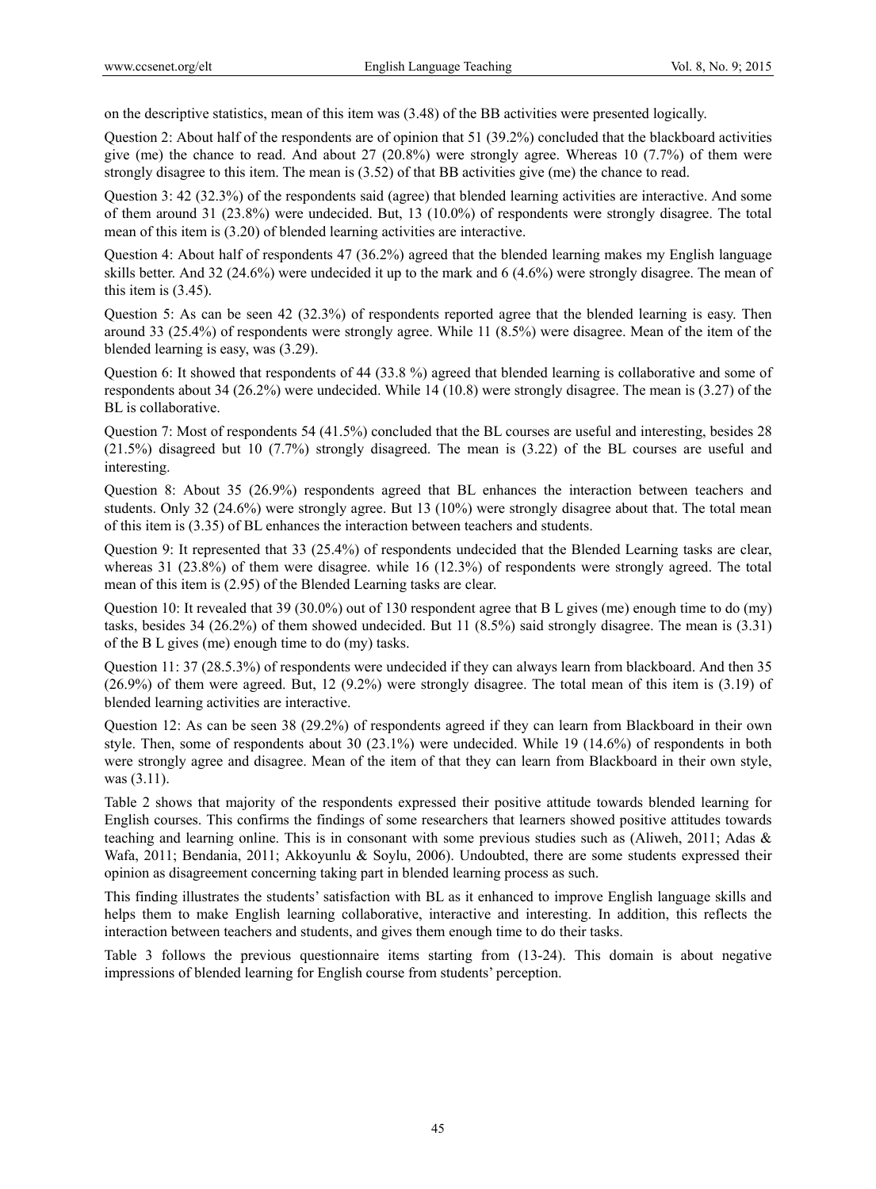on the descriptive statistics, mean of this item was (3.48) of the BB activities were presented logically.

Question 2: About half of the respondents are of opinion that 51 (39.2%) concluded that the blackboard activities give (me) the chance to read. And about 27 (20.8%) were strongly agree. Whereas 10 (7.7%) of them were strongly disagree to this item. The mean is (3.52) of that BB activities give (me) the chance to read.

Question 3: 42 (32.3%) of the respondents said (agree) that blended learning activities are interactive. And some of them around 31 (23.8%) were undecided. But, 13 (10.0%) of respondents were strongly disagree. The total mean of this item is (3.20) of blended learning activities are interactive.

Question 4: About half of respondents 47 (36.2%) agreed that the blended learning makes my English language skills better. And 32 (24.6%) were undecided it up to the mark and 6 (4.6%) were strongly disagree. The mean of this item is (3.45).

Question 5: As can be seen 42 (32.3%) of respondents reported agree that the blended learning is easy. Then around 33 (25.4%) of respondents were strongly agree. While 11 (8.5%) were disagree. Mean of the item of the blended learning is easy, was (3.29).

Question 6: It showed that respondents of 44 (33.8 %) agreed that blended learning is collaborative and some of respondents about 34 (26.2%) were undecided. While 14 (10.8) were strongly disagree. The mean is (3.27) of the BL is collaborative.

Question 7: Most of respondents 54 (41.5%) concluded that the BL courses are useful and interesting, besides 28 (21.5%) disagreed but 10 (7.7%) strongly disagreed. The mean is (3.22) of the BL courses are useful and interesting.

Question 8: About 35 (26.9%) respondents agreed that BL enhances the interaction between teachers and students. Only 32 (24.6%) were strongly agree. But 13 (10%) were strongly disagree about that. The total mean of this item is (3.35) of BL enhances the interaction between teachers and students.

Question 9: It represented that 33 (25.4%) of respondents undecided that the Blended Learning tasks are clear, whereas 31 (23.8%) of them were disagree. while 16 (12.3%) of respondents were strongly agreed. The total mean of this item is (2.95) of the Blended Learning tasks are clear.

Question 10: It revealed that 39 (30.0%) out of 130 respondent agree that B L gives (me) enough time to do (my) tasks, besides 34 (26.2%) of them showed undecided. But 11 (8.5%) said strongly disagree. The mean is (3.31) of the B L gives (me) enough time to do (my) tasks.

Question 11: 37 (28.5.3%) of respondents were undecided if they can always learn from blackboard. And then 35 (26.9%) of them were agreed. But, 12 (9.2%) were strongly disagree. The total mean of this item is (3.19) of blended learning activities are interactive.

Question 12: As can be seen 38 (29.2%) of respondents agreed if they can learn from Blackboard in their own style. Then, some of respondents about 30 (23.1%) were undecided. While 19 (14.6%) of respondents in both were strongly agree and disagree. Mean of the item of that they can learn from Blackboard in their own style, was (3.11).

Table 2 shows that majority of the respondents expressed their positive attitude towards blended learning for English courses. This confirms the findings of some researchers that learners showed positive attitudes towards teaching and learning online. This is in consonant with some previous studies such as (Aliweh, 2011; Adas & Wafa, 2011; Bendania, 2011; Akkoyunlu & Soylu, 2006). Undoubted, there are some students expressed their opinion as disagreement concerning taking part in blended learning process as such.

This finding illustrates the students' satisfaction with BL as it enhanced to improve English language skills and helps them to make English learning collaborative, interactive and interesting. In addition, this reflects the interaction between teachers and students, and gives them enough time to do their tasks.

Table 3 follows the previous questionnaire items starting from (13-24). This domain is about negative impressions of blended learning for English course from students' perception.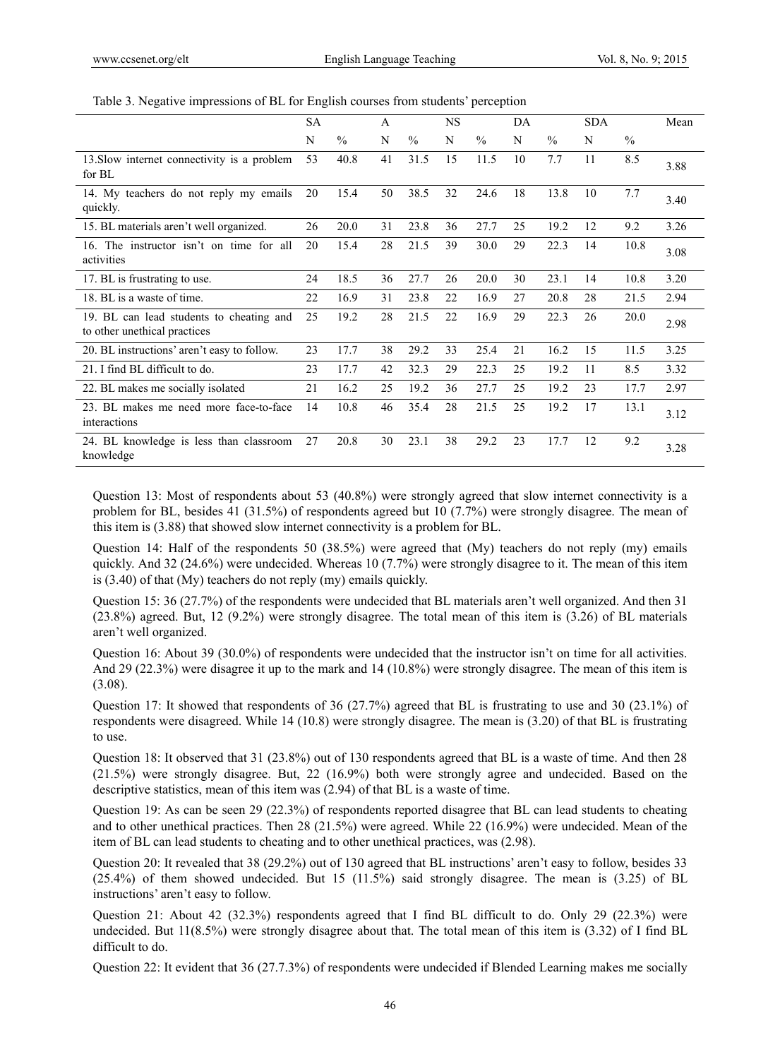Table 3. Negative impressions of BL for English courses from students' perception

| | SA | | A | | NS | | DA | | SDA | | Mean |
|---|---|---|---|---|---|---|---|---|---|---|---|
| | N | % | N | % | N | % | N | % | N | % | |
| 13.Slow internet connectivity is a problem for BL | 53 | 40.8 | 41 | 31.5 | 15 | 11.5 | 10 | 7.7 | 11 | 8.5 | 3.88 |
| 14. My teachers do not reply my emails quickly. | 20 | 15.4 | 50 | 38.5 | 32 | 24.6 | 18 | 13.8 | 10 | 7.7 | 3.40 |
| 15. BL materials aren't well organized. | 26 | 20.0 | 31 | 23.8 | 36 | 27.7 | 25 | 19.2 | 12 | 9.2 | 3.26 |
| 16. The instructor isn't on time for all activities | 20 | 15.4 | 28 | 21.5 | 39 | 30.0 | 29 | 22.3 | 14 | 10.8 | 3.08 |
| 17. BL is frustrating to use. | 24 | 18.5 | 36 | 27.7 | 26 | 20.0 | 30 | 23.1 | 14 | 10.8 | 3.20 |
| 18. BL is a waste of time. | 22 | 16.9 | 31 | 23.8 | 22 | 16.9 | 27 | 20.8 | 28 | 21.5 | 2.94 |
| 19. BL can lead students to cheating and to other unethical practices | 25 | 19.2 | 28 | 21.5 | 22 | 16.9 | 29 | 22.3 | 26 | 20.0 | 2.98 |
| 20. BL instructions' aren't easy to follow. | 23 | 17.7 | 38 | 29.2 | 33 | 25.4 | 21 | 16.2 | 15 | 11.5 | 3.25 |
| 21. I find BL difficult to do. | 23 | 17.7 | 42 | 32.3 | 29 | 22.3 | 25 | 19.2 | 11 | 8.5 | 3.32 |
| 22. BL makes me socially isolated | 21 | 16.2 | 25 | 19.2 | 36 | 27.7 | 25 | 19.2 | 23 | 17.7 | 2.97 |
| 23. BL makes me need more face-to-face interactions | 14 | 10.8 | 46 | 35.4 | 28 | 21.5 | 25 | 19.2 | 17 | 13.1 | 3.12 |
| 24. BL knowledge is less than classroom knowledge | 27 | 20.8 | 30 | 23.1 | 38 | 29.2 | 23 | 17.7 | 12 | 9.2 | 3.28 |

Question 13: Most of respondents about 53 (40.8%) were strongly agreed that slow internet connectivity is a problem for BL, besides 41 (31.5%) of respondents agreed but 10 (7.7%) were strongly disagree. The mean of this item is (3.88) that showed slow internet connectivity is a problem for BL.

Question 14: Half of the respondents 50 (38.5%) were agreed that (My) teachers do not reply (my) emails quickly. And 32 (24.6%) were undecided. Whereas 10 (7.7%) were strongly disagree to it. The mean of this item is (3.40) of that (My) teachers do not reply (my) emails quickly.

Question 15: 36 (27.7%) of the respondents were undecided that BL materials aren't well organized. And then 31 (23.8%) agreed. But, 12 (9.2%) were strongly disagree. The total mean of this item is (3.26) of BL materials aren't well organized.

Question 16: About 39 (30.0%) of respondents were undecided that the instructor isn't on time for all activities. And 29 (22.3%) were disagree it up to the mark and 14 (10.8%) were strongly disagree. The mean of this item is (3.08).

Question 17: It showed that respondents of 36 (27.7%) agreed that BL is frustrating to use and 30 (23.1%) of respondents were disagreed. While 14 (10.8) were strongly disagree. The mean is (3.20) of that BL is frustrating to use.

Question 18: It observed that 31 (23.8%) out of 130 respondents agreed that BL is a waste of time. And then 28 (21.5%) were strongly disagree. But, 22 (16.9%) both were strongly agree and undecided. Based on the descriptive statistics, mean of this item was (2.94) of that BL is a waste of time.

Question 19: As can be seen 29 (22.3%) of respondents reported disagree that BL can lead students to cheating and to other unethical practices. Then 28 (21.5%) were agreed. While 22 (16.9%) were undecided. Mean of the item of BL can lead students to cheating and to other unethical practices, was (2.98).

Question 20: It revealed that 38 (29.2%) out of 130 agreed that BL instructions' aren't easy to follow, besides 33 (25.4%) of them showed undecided. But 15 (11.5%) said strongly disagree. The mean is (3.25) of BL instructions' aren't easy to follow.

Question 21: About 42 (32.3%) respondents agreed that I find BL difficult to do. Only 29 (22.3%) were undecided. But 11(8.5%) were strongly disagree about that. The total mean of this item is (3.32) of I find BL difficult to do.

Question 22: It evident that 36 (27.7.3%) of respondents were undecided if Blended Learning makes me socially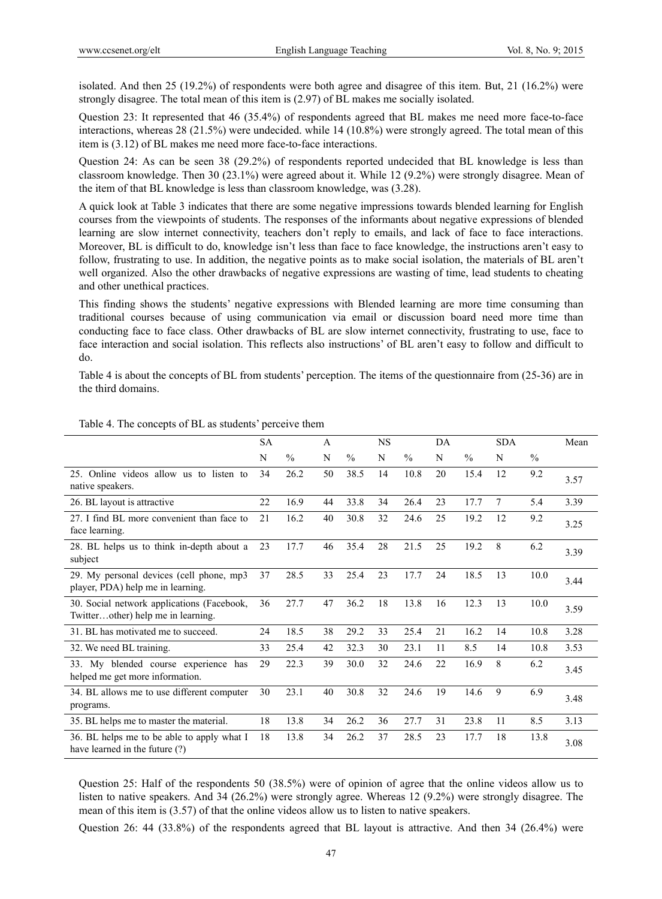isolated. And then 25 (19.2%) of respondents were both agree and disagree of this item. But, 21 (16.2%) were strongly disagree. The total mean of this item is (2.97) of BL makes me socially isolated.

Question 23: It represented that 46 (35.4%) of respondents agreed that BL makes me need more face-to-face interactions, whereas 28 (21.5%) were undecided. while 14 (10.8%) were strongly agreed. The total mean of this item is (3.12) of BL makes me need more face-to-face interactions.

Question 24: As can be seen 38 (29.2%) of respondents reported undecided that BL knowledge is less than classroom knowledge. Then 30 (23.1%) were agreed about it. While 12 (9.2%) were strongly disagree. Mean of the item of that BL knowledge is less than classroom knowledge, was (3.28).

A quick look at Table 3 indicates that there are some negative impressions towards blended learning for English courses from the viewpoints of students. The responses of the informants about negative expressions of blended learning are slow internet connectivity, teachers don't reply to emails, and lack of face to face interactions. Moreover, BL is difficult to do, knowledge isn't less than face to face knowledge, the instructions aren't easy to follow, frustrating to use. In addition, the negative points as to make social isolation, the materials of BL aren't well organized. Also the other drawbacks of negative expressions are wasting of time, lead students to cheating and other unethical practices.

This finding shows the students' negative expressions with Blended learning are more time consuming than traditional courses because of using communication via email or discussion board need more time than conducting face to face class. Other drawbacks of BL are slow internet connectivity, frustrating to use, face to face interaction and social isolation. This reflects also instructions' of BL aren't easy to follow and difficult to do.

Table 4 is about the concepts of BL from students' perception. The items of the questionnaire from (25-36) are in the third domains.

Table 4. The concepts of BL as students' perceive them

| | SA | | A | | NS | | DA | | SDA | | Mean |
|---|---|---|---|---|---|---|---|---|---|---|---|
| | N | % | N | % | N | % | N | % | N | % | |
| 25. Online videos allow us to listen to native speakers. | 34 | 26.2 | 50 | 38.5 | 14 | 10.8 | 20 | 15.4 | 12 | 9.2 | 3.57 |
| 26. BL layout is attractive | 22 | 16.9 | 44 | 33.8 | 34 | 26.4 | 23 | 17.7 | 7 | 5.4 | 3.39 |
| 27. I find BL more convenient than face to face learning. | 21 | 16.2 | 40 | 30.8 | 32 | 24.6 | 25 | 19.2 | 12 | 9.2 | 3.25 |
| 28. BL helps us to think in-depth about a subject | 23 | 17.7 | 46 | 35.4 | 28 | 21.5 | 25 | 19.2 | 8 | 6.2 | 3.39 |
| 29. My personal devices (cell phone, mp3 player, PDA) help me in learning. | 37 | 28.5 | 33 | 25.4 | 23 | 17.7 | 24 | 18.5 | 13 | 10.0 | 3.44 |
| 30. Social network applications (Facebook, Twitter…other) help me in learning. | 36 | 27.7 | 47 | 36.2 | 18 | 13.8 | 16 | 12.3 | 13 | 10.0 | 3.59 |
| 31. BL has motivated me to succeed. | 24 | 18.5 | 38 | 29.2 | 33 | 25.4 | 21 | 16.2 | 14 | 10.8 | 3.28 |
| 32. We need BL training. | 33 | 25.4 | 42 | 32.3 | 30 | 23.1 | 11 | 8.5 | 14 | 10.8 | 3.53 |
| 33. My blended course experience has helped me get more information. | 29 | 22.3 | 39 | 30.0 | 32 | 24.6 | 22 | 16.9 | 8 | 6.2 | 3.45 |
| 34. BL allows me to use different computer programs. | 30 | 23.1 | 40 | 30.8 | 32 | 24.6 | 19 | 14.6 | 9 | 6.9 | 3.48 |
| 35. BL helps me to master the material. | 18 | 13.8 | 34 | 26.2 | 36 | 27.7 | 31 | 23.8 | 11 | 8.5 | 3.13 |
| 36. BL helps me to be able to apply what I have learned in the future (?) | 18 | 13.8 | 34 | 26.2 | 37 | 28.5 | 23 | 17.7 | 18 | 13.8 | 3.08 |

Question 25: Half of the respondents 50 (38.5%) were of opinion of agree that the online videos allow us to listen to native speakers. And 34 (26.2%) were strongly agree. Whereas 12 (9.2%) were strongly disagree. The mean of this item is (3.57) of that the online videos allow us to listen to native speakers.

Question 26: 44 (33.8%) of the respondents agreed that BL layout is attractive. And then 34 (26.4%) were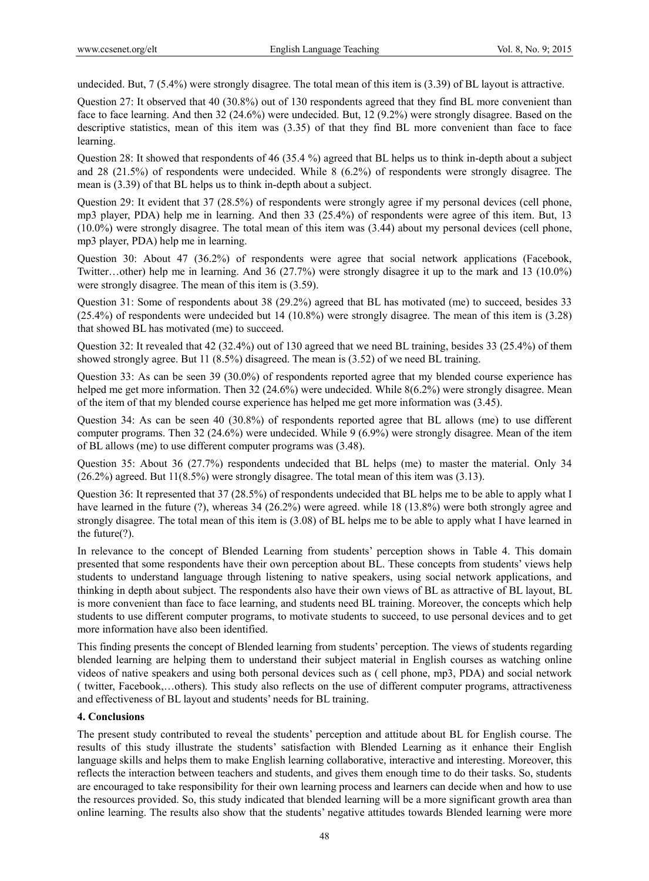undecided. But, 7 (5.4%) were strongly disagree. The total mean of this item is (3.39) of BL layout is attractive.

Question 27: It observed that 40 (30.8%) out of 130 respondents agreed that they find BL more convenient than face to face learning. And then 32 (24.6%) were undecided. But, 12 (9.2%) were strongly disagree. Based on the descriptive statistics, mean of this item was (3.35) of that they find BL more convenient than face to face learning.

Question 28: It showed that respondents of 46 (35.4 %) agreed that BL helps us to think in-depth about a subject and 28 (21.5%) of respondents were undecided. While 8 (6.2%) of respondents were strongly disagree. The mean is (3.39) of that BL helps us to think in-depth about a subject.

Question 29: It evident that 37 (28.5%) of respondents were strongly agree if my personal devices (cell phone, mp3 player, PDA) help me in learning. And then 33 (25.4%) of respondents were agree of this item. But, 13 (10.0%) were strongly disagree. The total mean of this item was (3.44) about my personal devices (cell phone, mp3 player, PDA) help me in learning.

Question 30: About 47 (36.2%) of respondents were agree that social network applications (Facebook, Twitter…other) help me in learning. And 36 (27.7%) were strongly disagree it up to the mark and 13 (10.0%) were strongly disagree. The mean of this item is (3.59).

Question 31: Some of respondents about 38 (29.2%) agreed that BL has motivated (me) to succeed, besides 33 (25.4%) of respondents were undecided but 14 (10.8%) were strongly disagree. The mean of this item is (3.28) that showed BL has motivated (me) to succeed.

Question 32: It revealed that 42 (32.4%) out of 130 agreed that we need BL training, besides 33 (25.4%) of them showed strongly agree. But 11 (8.5%) disagreed. The mean is (3.52) of we need BL training.

Question 33: As can be seen 39 (30.0%) of respondents reported agree that my blended course experience has helped me get more information. Then 32 (24.6%) were undecided. While 8(6.2%) were strongly disagree. Mean of the item of that my blended course experience has helped me get more information was (3.45).

Question 34: As can be seen 40 (30.8%) of respondents reported agree that BL allows (me) to use different computer programs. Then 32 (24.6%) were undecided. While 9 (6.9%) were strongly disagree. Mean of the item of BL allows (me) to use different computer programs was (3.48).

Question 35: About 36 (27.7%) respondents undecided that BL helps (me) to master the material. Only 34 (26.2%) agreed. But 11(8.5%) were strongly disagree. The total mean of this item was (3.13).

Question 36: It represented that 37 (28.5%) of respondents undecided that BL helps me to be able to apply what I have learned in the future (?), whereas 34 (26.2%) were agreed. while 18 (13.8%) were both strongly agree and strongly disagree. The total mean of this item is (3.08) of BL helps me to be able to apply what I have learned in the future(?).

In relevance to the concept of Blended Learning from students' perception shows in Table 4. This domain presented that some respondents have their own perception about BL. These concepts from students' views help students to understand language through listening to native speakers, using social network applications, and thinking in depth about subject. The respondents also have their own views of BL as attractive of BL layout, BL is more convenient than face to face learning, and students need BL training. Moreover, the concepts which help students to use different computer programs, to motivate students to succeed, to use personal devices and to get more information have also been identified.

This finding presents the concept of Blended learning from students' perception. The views of students regarding blended learning are helping them to understand their subject material in English courses as watching online videos of native speakers and using both personal devices such as ( cell phone, mp3, PDA) and social network ( twitter, Facebook,…others). This study also reflects on the use of different computer programs, attractiveness and effectiveness of BL layout and students' needs for BL training.

## 4. Conclusions

The present study contributed to reveal the students' perception and attitude about BL for English course. The results of this study illustrate the students' satisfaction with Blended Learning as it enhance their English language skills and helps them to make English learning collaborative, interactive and interesting. Moreover, this reflects the interaction between teachers and students, and gives them enough time to do their tasks. So, students are encouraged to take responsibility for their own learning process and learners can decide when and how to use the resources provided. So, this study indicated that blended learning will be a more significant growth area than online learning. The results also show that the students' negative attitudes towards Blended learning were more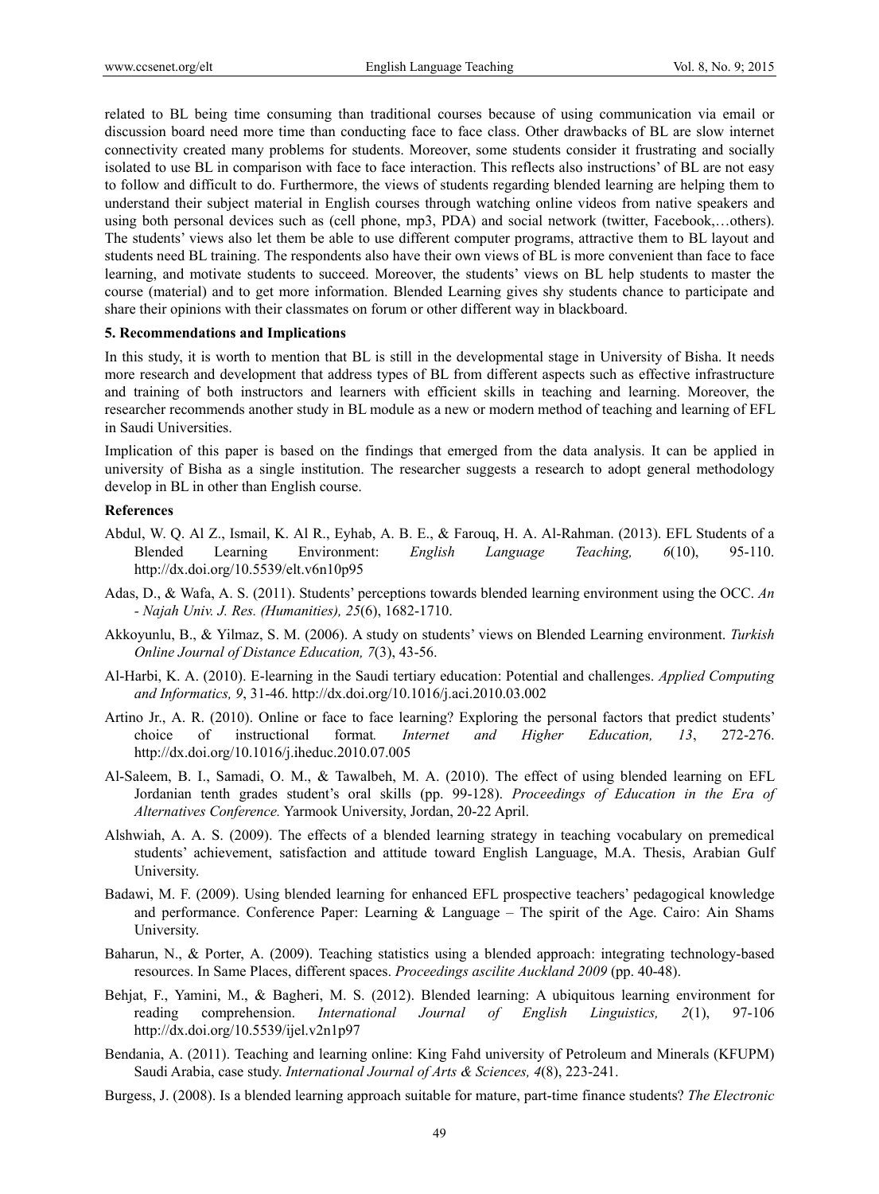related to BL being time consuming than traditional courses because of using communication via email or discussion board need more time than conducting face to face class. Other drawbacks of BL are slow internet connectivity created many problems for students. Moreover, some students consider it frustrating and socially isolated to use BL in comparison with face to face interaction. This reflects also instructions' of BL are not easy to follow and difficult to do. Furthermore, the views of students regarding blended learning are helping them to understand their subject material in English courses through watching online videos from native speakers and using both personal devices such as (cell phone, mp3, PDA) and social network (twitter, Facebook,…others). The students' views also let them be able to use different computer programs, attractive them to BL layout and students need BL training. The respondents also have their own views of BL is more convenient than face to face learning, and motivate students to succeed. Moreover, the students' views on BL help students to master the course (material) and to get more information. Blended Learning gives shy students chance to participate and share their opinions with their classmates on forum or other different way in blackboard.

**5. Recommendations and Implications**

In this study, it is worth to mention that BL is still in the developmental stage in University of Bisha. It needs more research and development that address types of BL from different aspects such as effective infrastructure and training of both instructors and learners with efficient skills in teaching and learning. Moreover, the researcher recommends another study in BL module as a new or modern method of teaching and learning of EFL in Saudi Universities.

Implication of this paper is based on the findings that emerged from the data analysis. It can be applied in university of Bisha as a single institution. The researcher suggests a research to adopt general methodology develop in BL in other than English course.

**References**

Abdul, W. Q. Al Z., Ismail, K. Al R., Eyhab, A. B. E., & Farouq, H. A. Al-Rahman. (2013). EFL Students of a Blended Learning Environment: *English Language Teaching, 6*(10), 95-110. http://dx.doi.org/10.5539/elt.v6n10p95

Adas, D., & Wafa, A. S. (2011). Students' perceptions towards blended learning environment using the OCC. *An - Najah Univ. J. Res. (Humanities), 25*(6), 1682-1710.

Akkoyunlu, B., & Yilmaz, S. M. (2006). A study on students' views on Blended Learning environment. *Turkish Online Journal of Distance Education, 7*(3), 43-56.

Al-Harbi, K. A. (2010). E-learning in the Saudi tertiary education: Potential and challenges. *Applied Computing and Informatics, 9*, 31-46. http://dx.doi.org/10.1016/j.aci.2010.03.002

Artino Jr., A. R. (2010). Online or face to face learning? Exploring the personal factors that predict students' choice of instructional format. *Internet and Higher Education, 13*, 272-276. http://dx.doi.org/10.1016/j.iheduc.2010.07.005

Al-Saleem, B. I., Samadi, O. M., & Tawalbeh, M. A. (2010). The effect of using blended learning on EFL Jordanian tenth grades student's oral skills (pp. 99-128). *Proceedings of Education in the Era of Alternatives Conference.* Yarmook University, Jordan, 20-22 April.

Alshwiah, A. A. S. (2009). The effects of a blended learning strategy in teaching vocabulary on premedical students' achievement, satisfaction and attitude toward English Language, M.A. Thesis, Arabian Gulf University.

Badawi, M. F. (2009). Using blended learning for enhanced EFL prospective teachers' pedagogical knowledge and performance. Conference Paper: Learning & Language – The spirit of the Age. Cairo: Ain Shams University.

Baharun, N., & Porter, A. (2009). Teaching statistics using a blended approach: integrating technology-based resources. In Same Places, different spaces. *Proceedings ascilite Auckland 2009* (pp. 40-48).

Behjat, F., Yamini, M., & Bagheri, M. S. (2012). Blended learning: A ubiquitous learning environment for reading comprehension. *International Journal of English Linguistics, 2*(1), 97-106 http://dx.doi.org/10.5539/ijel.v2n1p97

Bendania, A. (2011). Teaching and learning online: King Fahd university of Petroleum and Minerals (KFUPM) Saudi Arabia, case study. *International Journal of Arts & Sciences, 4*(8), 223-241.

Burgess, J. (2008). Is a blended learning approach suitable for mature, part-time finance students? *The Electronic*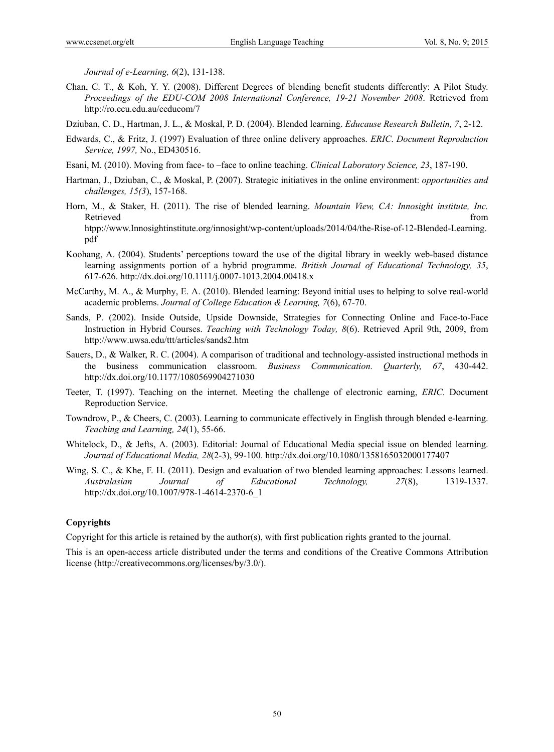*Journal of e-Learning, 6*(2), 131-138.

Chan, C. T., & Koh, Y. Y. (2008). Different Degrees of blending benefit students differently: A Pilot Study. *Proceedings of the EDU-COM 2008 International Conference, 19-21 November 2008*. Retrieved from http://ro.ecu.edu.au/ceducom/7

Dziuban, C. D., Hartman, J. L., & Moskal, P. D. (2004). Blended learning. *Educause Research Bulletin, 7*, 2-12.

Edwards, C., & Fritz, J. (1997) Evaluation of three online delivery approaches. *ERIC*. *Document Reproduction Service, 1997,* No., ED430516.

Esani, M. (2010). Moving from face- to –face to online teaching. *Clinical Laboratory Science, 23*, 187-190.

Hartman, J., Dziuban, C., & Moskal, P. (2007). Strategic initiatives in the online environment: *opportunities and challenges, 15(3*), 157-168.

Horn, M., & Staker, H. (2011). The rise of blended learning. *Mountain View, CA: Innosight institute, Inc.* Retrieved from htpp://www.Innosightinstitute.org/innosight/wp-content/uploads/2014/04/the-Rise-of-12-Blended-Learning.pdf

Koohang, A. (2004). Students' perceptions toward the use of the digital library in weekly web-based distance learning assignments portion of a hybrid programme. *British Journal of Educational Technology, 35*, 617-626. http://dx.doi.org/10.1111/j.0007-1013.2004.00418.x

McCarthy, M. A., & Murphy, E. A. (2010). Blended learning: Beyond initial uses to helping to solve real-world academic problems. *Journal of College Education & Learning, 7*(6), 67-70.

Sands, P. (2002). Inside Outside, Upside Downside, Strategies for Connecting Online and Face-to-Face Instruction in Hybrid Courses. *Teaching with Technology Today, 8*(6). Retrieved April 9th, 2009, from http://www.uwsa.edu/ttt/articles/sands2.htm

Sauers, D., & Walker, R. C. (2004). A comparison of traditional and technology-assisted instructional methods in the business communication classroom. *Business Communication. Quarterly, 67*, 430-442. http://dx.doi.org/10.1177/1080569904271030

Teeter, T. (1997). Teaching on the internet. Meeting the challenge of electronic earning, *ERIC*. Document Reproduction Service.

Towndrow, P., & Cheers, C. (2003). Learning to communicate effectively in English through blended e-learning. *Teaching and Learning, 24*(1), 55-66.

Whitelock, D., & Jefts, A. (2003). Editorial: Journal of Educational Media special issue on blended learning. *Journal of Educational Media, 28*(2-3), 99-100. http://dx.doi.org/10.1080/1358165032000177407

Wing, S. C., & Khe, F. H. (2011). Design and evaluation of two blended learning approaches: Lessons learned. *Australasian Journal of Educational Technology, 27*(8), 1319-1337. http://dx.doi.org/10.1007/978-1-4614-2370-6_1

**Copyrights**

Copyright for this article is retained by the author(s), with first publication rights granted to the journal.

This is an open-access article distributed under the terms and conditions of the Creative Commons Attribution license (http://creativecommons.org/licenses/by/3.0/).